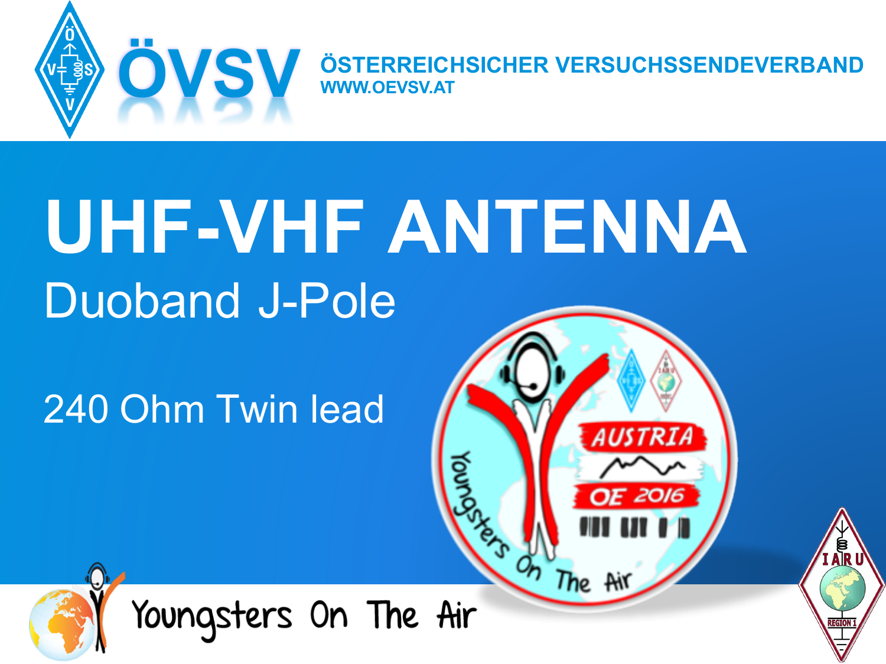ÖVSV

ÖSTERREICHSICHER VERSUCHSSENDEVERBAND
WWW.OEVSV.AT

# UHF-VHF ANTENNA

## Duoband J-Pole

240 Ohm Twin lead

Youngsters On The Air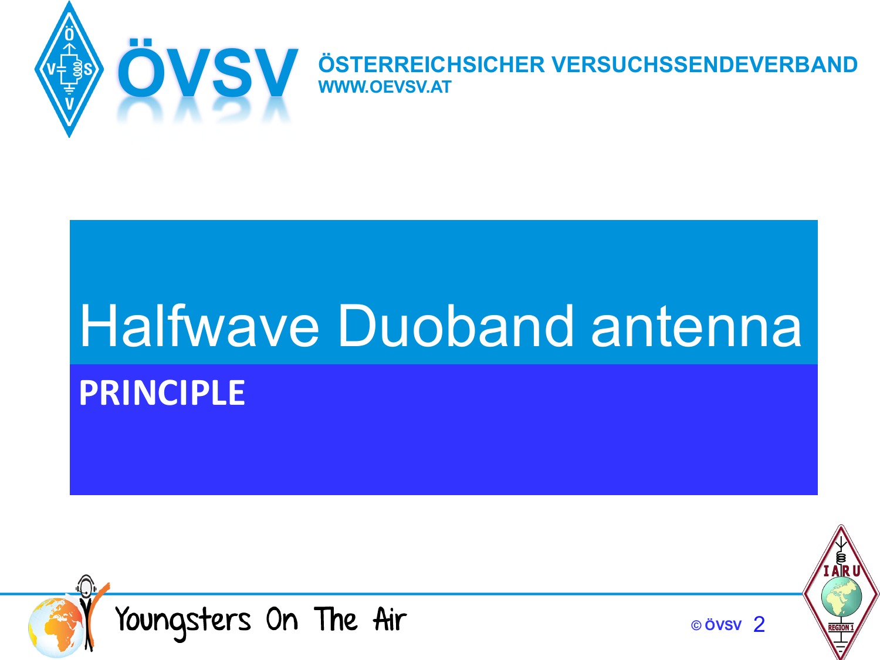# Halfwave Duoband antenna

## PRINCIPLE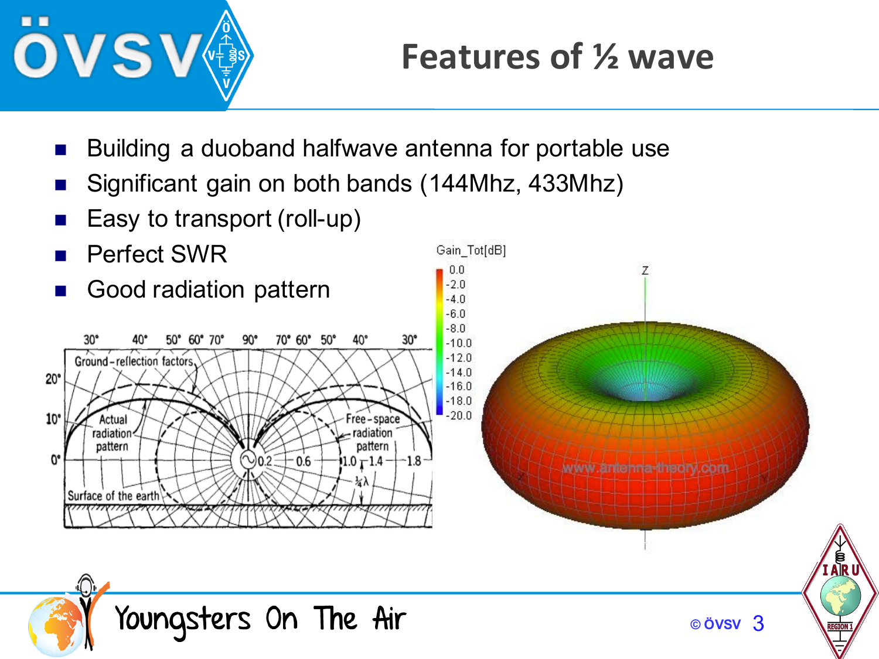# Features of ½ wave

- Building a duoband halfwave antenna for portable use
- Significant gain on both bands (144Mhz, 433Mhz)
- Easy to transport (roll-up)
- Perfect SWR
- Good radiation pattern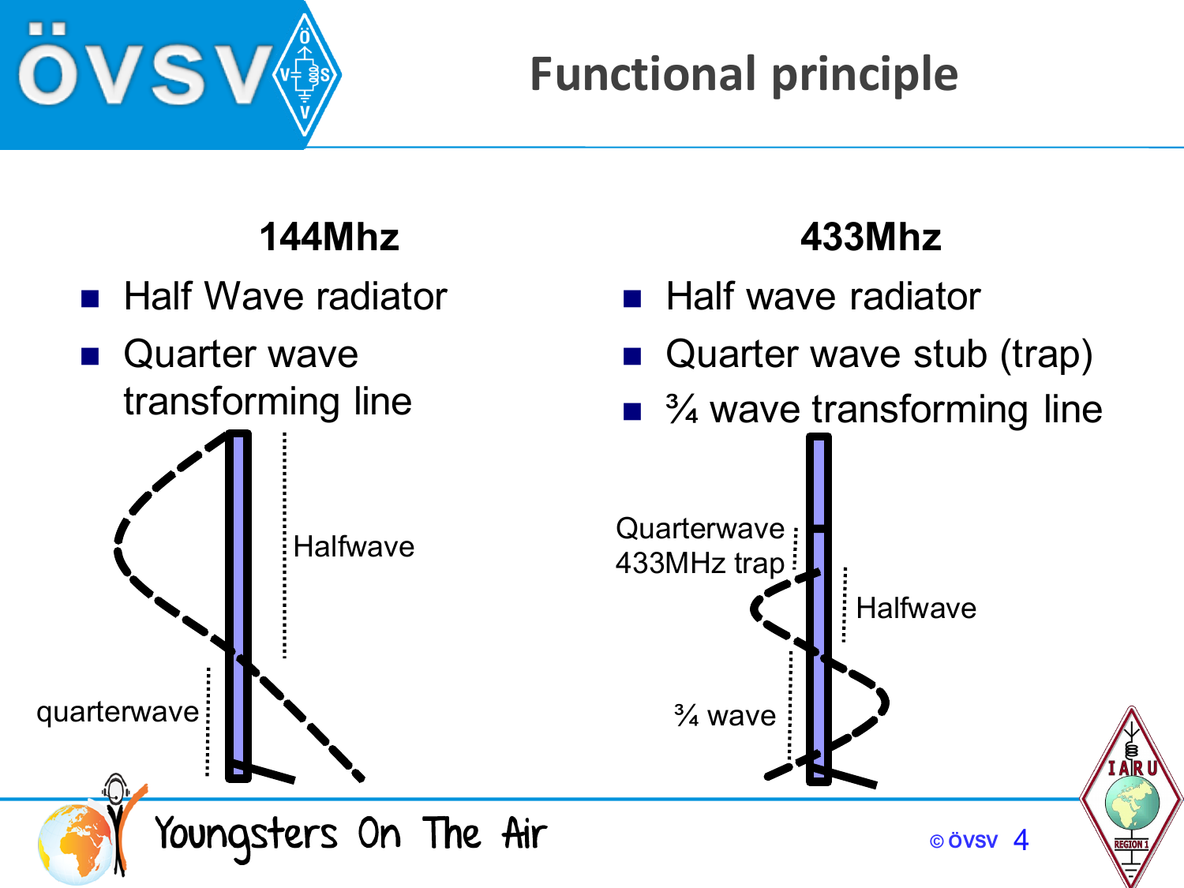# Functional principle

## 144Mhz

- Half Wave radiator
- Quarter wave transforming line

Halfwave

quarterwave

## 433Mhz

- Half wave radiator
- Quarter wave stub (trap)
- ¾ wave transforming line

Quarterwave 433MHz trap

Halfwave

¾ wave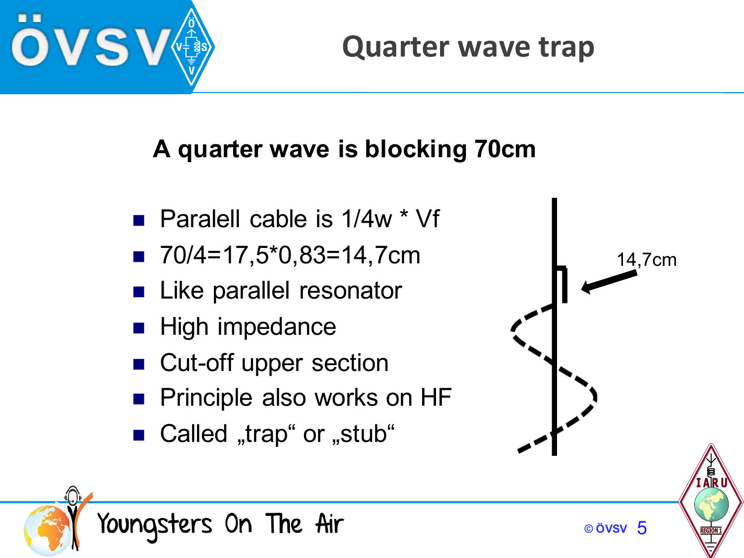# Quarter wave trap

**A quarter wave is blocking 70cm**

- Paralell cable is 1/4w * Vf
- 70/4=17,5*0,83=14,7cm
- Like parallel resonator
- High impedance
- Cut-off upper section
- Principle also works on HF
- Called „trap“ or „stub“

14,7cm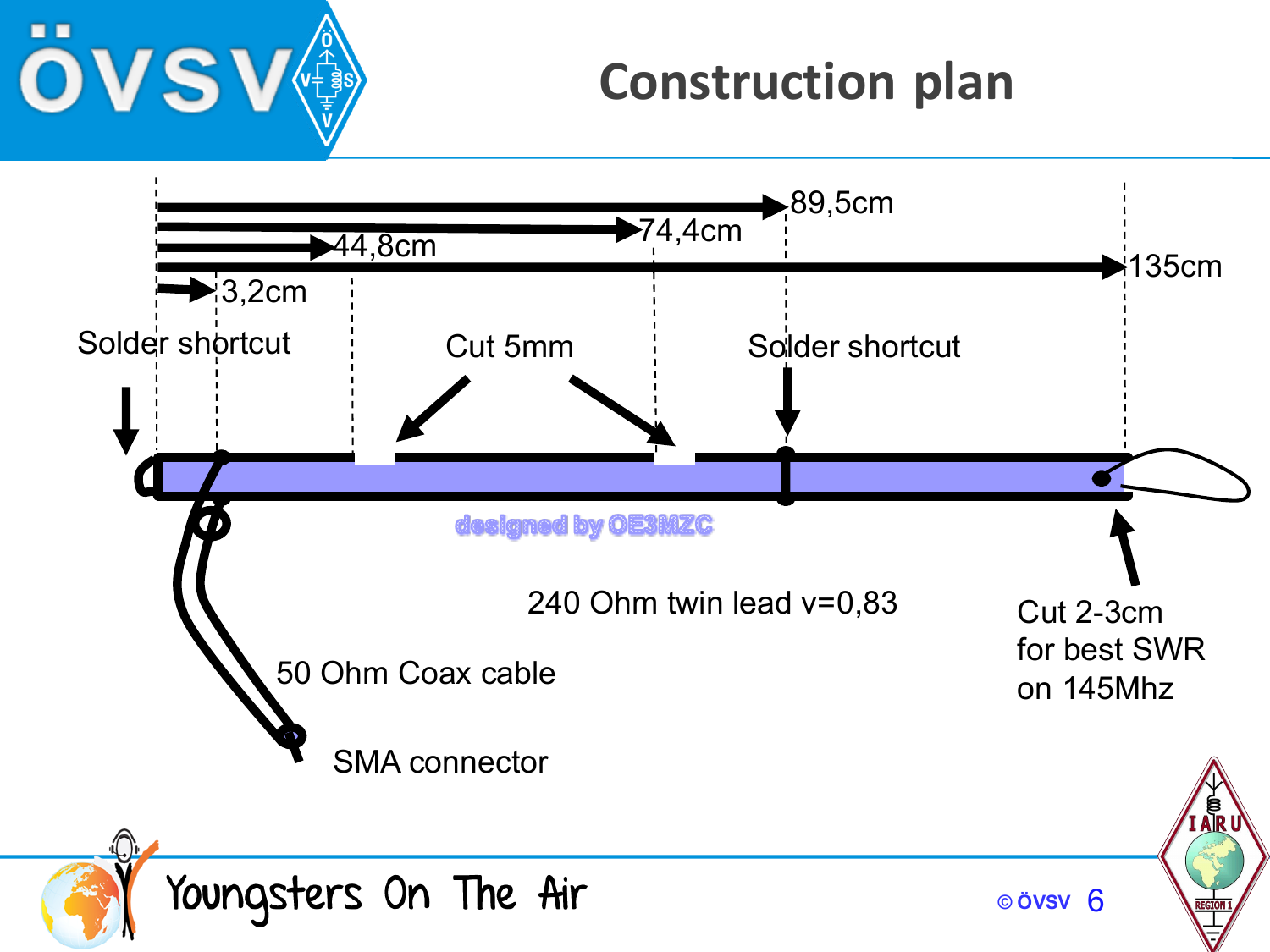# Construction plan

89,5cm

74,4cm

44,8cm

135cm

3,2cm

Solder shortcut

Cut 5mm

Solder shortcut

designed by OE3MZC

240 Ohm twin lead v=0,83

Cut 2-3cm for best SWR on 145Mhz

50 Ohm Coax cable

SMA connector

Youngsters On The Air

© övsv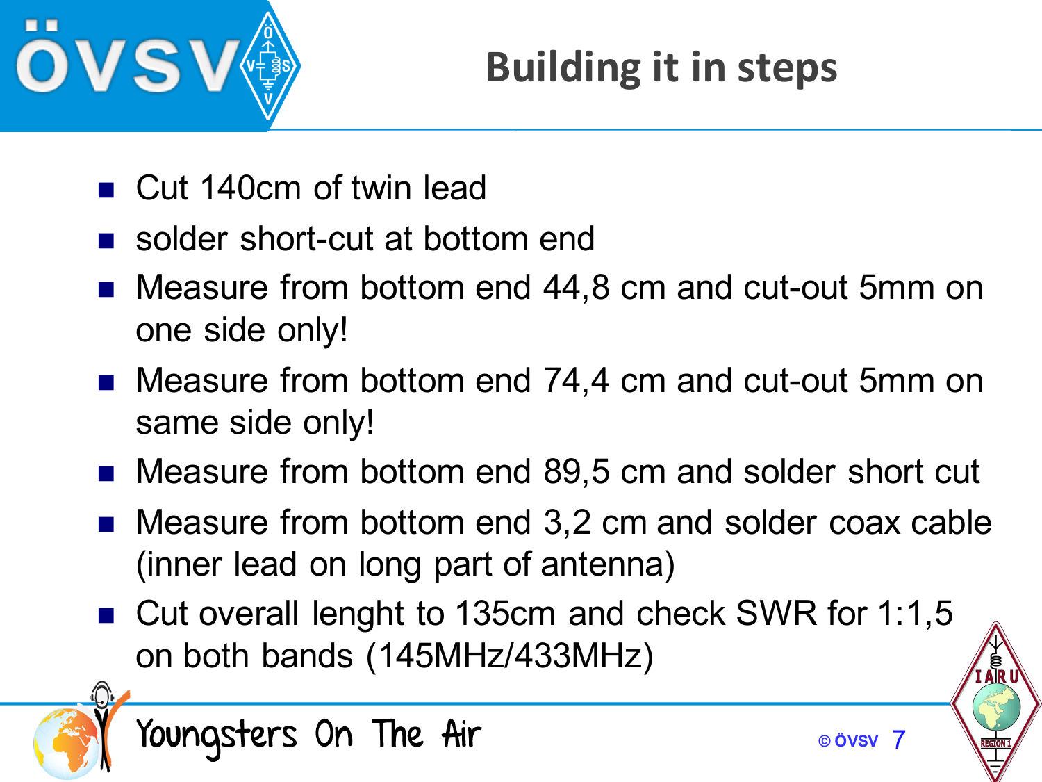# Building it in steps

- Cut 140cm of twin lead
- solder short-cut at bottom end
- Measure from bottom end 44,8 cm and cut-out 5mm on one side only!
- Measure from bottom end 74,4 cm and cut-out 5mm on same side only!
- Measure from bottom end 89,5 cm and solder short cut
- Measure from bottom end 3,2 cm and solder coax cable (inner lead on long part of antenna)
- Cut overall lenght to 135cm and check SWR for 1:1,5 on both bands (145MHz/433MHz)

Youngsters On The Air

© övsv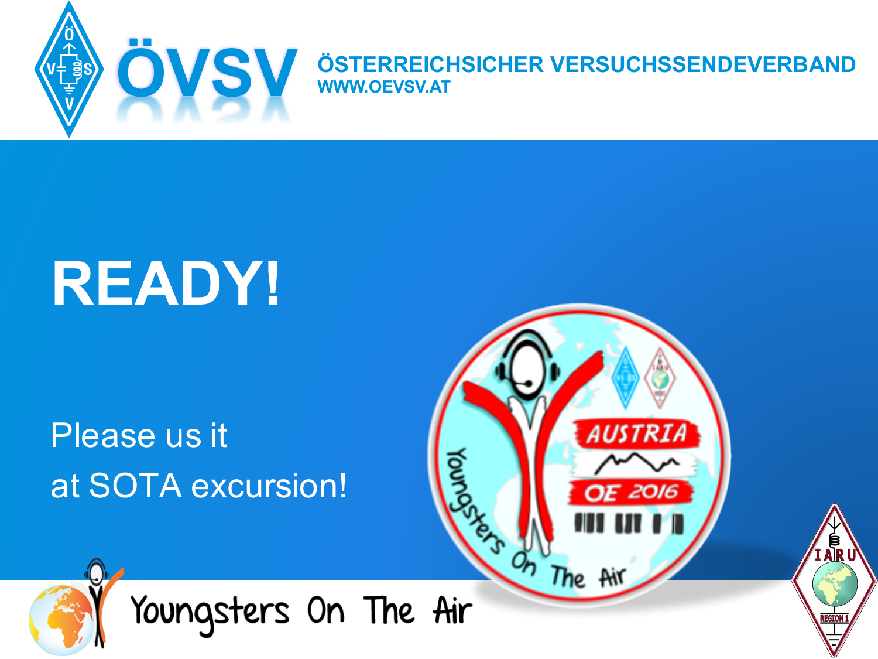ÖVSV

ÖSTERREICHSICHER VERSUCHSSENDEVERBAND
WWW.OEVSV.AT

# READY!

Please us it
at SOTA excursion!

Youngsters On The Air